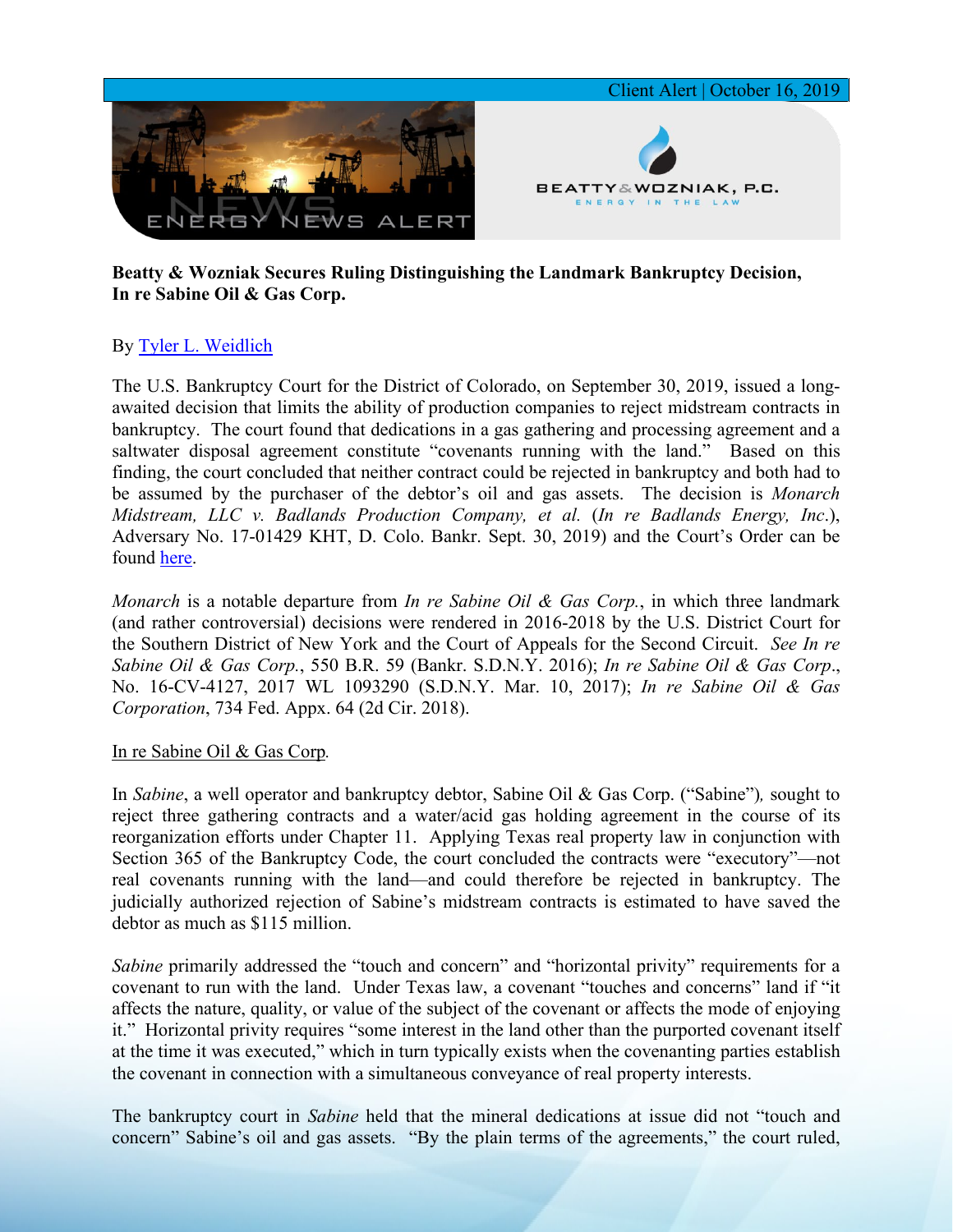Client Alert | October 16, 2019

ENERGY NEWS ALERT

BEATTY & WOZNIAK, P.C.
ENERGY IN THE LAW

**Beatty & Wozniak Secures Ruling Distinguishing the Landmark Bankruptcy Decision, In re Sabine Oil & Gas Corp.**

By [Tyler L. Weidlich]()

The U.S. Bankruptcy Court for the District of Colorado, on September 30, 2019, issued a long-awaited decision that limits the ability of production companies to reject midstream contracts in bankruptcy. The court found that dedications in a gas gathering and processing agreement and a saltwater disposal agreement constitute "covenants running with the land." Based on this finding, the court concluded that neither contract could be rejected in bankruptcy and both had to be assumed by the purchaser of the debtor's oil and gas assets. The decision is *Monarch Midstream, LLC v. Badlands Production Company, et al.* (*In re Badlands Energy, Inc*.), Adversary No. 17-01429 KHT, D. Colo. Bankr. Sept. 30, 2019) and the Court's Order can be found [here]().

*Monarch* is a notable departure from *In re Sabine Oil & Gas Corp.*, in which three landmark (and rather controversial) decisions were rendered in 2016-2018 by the U.S. District Court for the Southern District of New York and the Court of Appeals for the Second Circuit. *See In re Sabine Oil & Gas Corp.*, 550 B.R. 59 (Bankr. S.D.N.Y. 2016); *In re Sabine Oil & Gas Corp*., No. 16-CV-4127, 2017 WL 1093290 (S.D.N.Y. Mar. 10, 2017); *In re Sabine Oil & Gas Corporation*, 734 Fed. Appx. 64 (2d Cir. 2018).

In re Sabine Oil & Gas Corp*.*

In *Sabine*, a well operator and bankruptcy debtor, Sabine Oil & Gas Corp. ("Sabine")*,* sought to reject three gathering contracts and a water/acid gas holding agreement in the course of its reorganization efforts under Chapter 11. Applying Texas real property law in conjunction with Section 365 of the Bankruptcy Code, the court concluded the contracts were "executory"—not real covenants running with the land—and could therefore be rejected in bankruptcy. The judicially authorized rejection of Sabine's midstream contracts is estimated to have saved the debtor as much as $115 million.

*Sabine* primarily addressed the "touch and concern" and "horizontal privity" requirements for a covenant to run with the land. Under Texas law, a covenant "touches and concerns" land if "it affects the nature, quality, or value of the subject of the covenant or affects the mode of enjoying it." Horizontal privity requires "some interest in the land other than the purported covenant itself at the time it was executed," which in turn typically exists when the covenanting parties establish the covenant in connection with a simultaneous conveyance of real property interests.

The bankruptcy court in *Sabine* held that the mineral dedications at issue did not "touch and concern" Sabine's oil and gas assets. "By the plain terms of the agreements," the court ruled,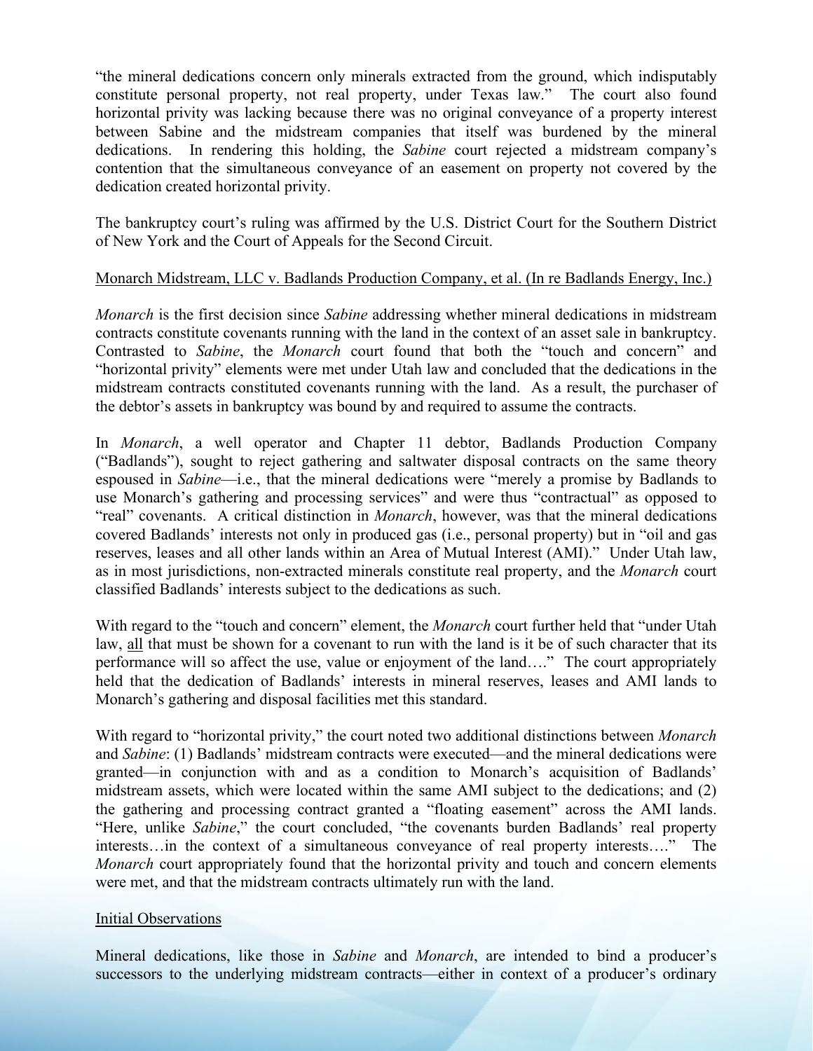"the mineral dedications concern only minerals extracted from the ground, which indisputably constitute personal property, not real property, under Texas law." The court also found horizontal privity was lacking because there was no original conveyance of a property interest between Sabine and the midstream companies that itself was burdened by the mineral dedications. In rendering this holding, the *Sabine* court rejected a midstream company's contention that the simultaneous conveyance of an easement on property not covered by the dedication created horizontal privity.

The bankruptcy court's ruling was affirmed by the U.S. District Court for the Southern District of New York and the Court of Appeals for the Second Circuit.

<u>Monarch Midstream, LLC v. Badlands Production Company, et al. (In re Badlands Energy, Inc.)</u>

*Monarch* is the first decision since *Sabine* addressing whether mineral dedications in midstream contracts constitute covenants running with the land in the context of an asset sale in bankruptcy. Contrasted to *Sabine*, the *Monarch* court found that both the "touch and concern" and "horizontal privity" elements were met under Utah law and concluded that the dedications in the midstream contracts constituted covenants running with the land. As a result, the purchaser of the debtor's assets in bankruptcy was bound by and required to assume the contracts.

In *Monarch*, a well operator and Chapter 11 debtor, Badlands Production Company ("Badlands"), sought to reject gathering and saltwater disposal contracts on the same theory espoused in *Sabine*—i.e., that the mineral dedications were "merely a promise by Badlands to use Monarch's gathering and processing services" and were thus "contractual" as opposed to "real" covenants. A critical distinction in *Monarch*, however, was that the mineral dedications covered Badlands' interests not only in produced gas (i.e., personal property) but in "oil and gas reserves, leases and all other lands within an Area of Mutual Interest (AMI)." Under Utah law, as in most jurisdictions, non-extracted minerals constitute real property, and the *Monarch* court classified Badlands' interests subject to the dedications as such.

With regard to the "touch and concern" element, the *Monarch* court further held that "under Utah law, <u>all</u> that must be shown for a covenant to run with the land is it be of such character that its performance will so affect the use, value or enjoyment of the land…." The court appropriately held that the dedication of Badlands' interests in mineral reserves, leases and AMI lands to Monarch's gathering and disposal facilities met this standard.

With regard to "horizontal privity," the court noted two additional distinctions between *Monarch* and *Sabine*: (1) Badlands' midstream contracts were executed—and the mineral dedications were granted—in conjunction with and as a condition to Monarch's acquisition of Badlands' midstream assets, which were located within the same AMI subject to the dedications; and (2) the gathering and processing contract granted a "floating easement" across the AMI lands. "Here, unlike *Sabine*," the court concluded, "the covenants burden Badlands' real property interests…in the context of a simultaneous conveyance of real property interests…." The *Monarch* court appropriately found that the horizontal privity and touch and concern elements were met, and that the midstream contracts ultimately run with the land.

<u>Initial Observations</u>

Mineral dedications, like those in *Sabine* and *Monarch*, are intended to bind a producer's successors to the underlying midstream contracts—either in context of a producer's ordinary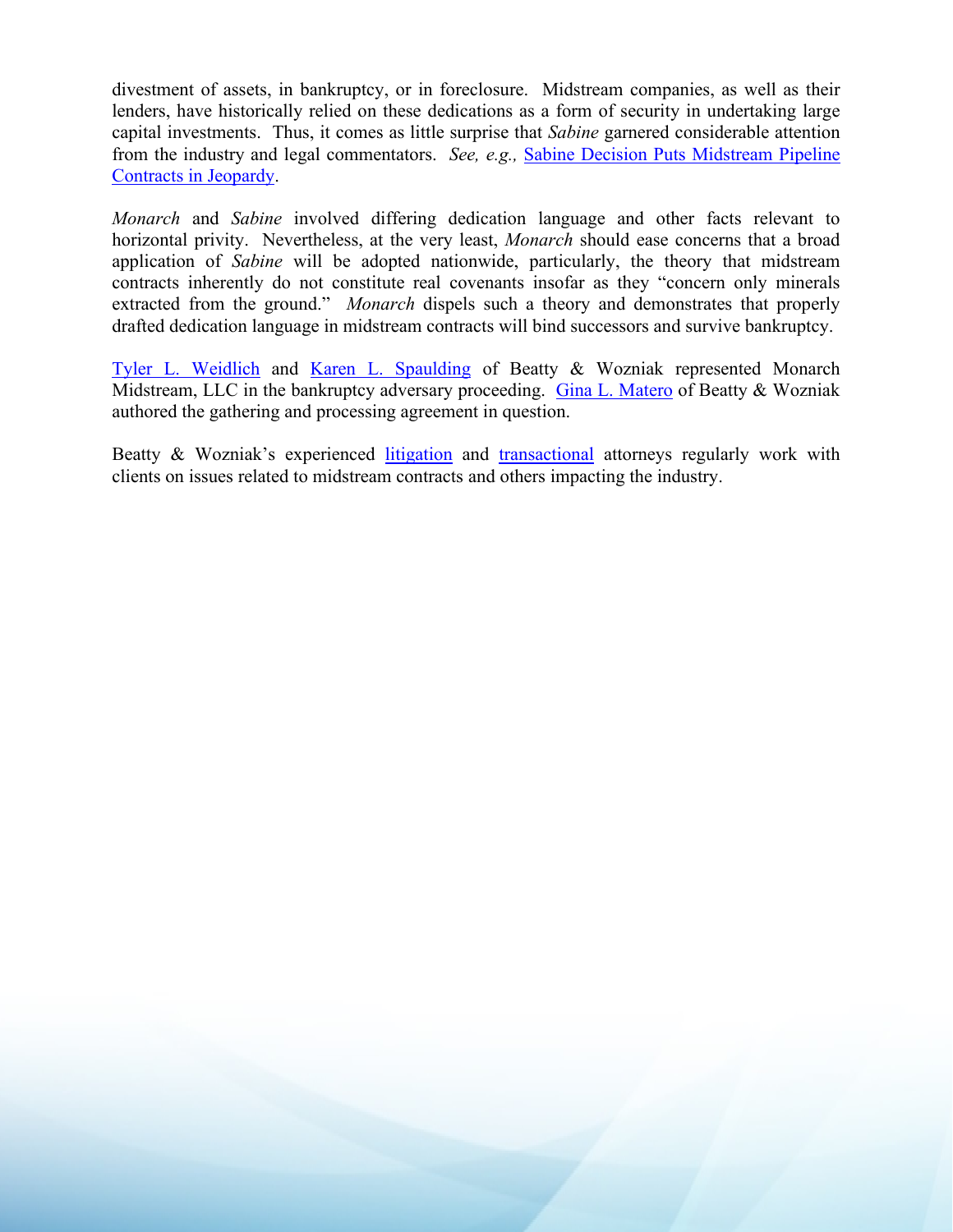divestment of assets, in bankruptcy, or in foreclosure. Midstream companies, as well as their lenders, have historically relied on these dedications as a form of security in undertaking large capital investments. Thus, it comes as little surprise that *Sabine* garnered considerable attention from the industry and legal commentators. *See, e.g.,* Sabine Decision Puts Midstream Pipeline Contracts in Jeopardy.

*Monarch* and *Sabine* involved differing dedication language and other facts relevant to horizontal privity. Nevertheless, at the very least, *Monarch* should ease concerns that a broad application of *Sabine* will be adopted nationwide, particularly, the theory that midstream contracts inherently do not constitute real covenants insofar as they "concern only minerals extracted from the ground." *Monarch* dispels such a theory and demonstrates that properly drafted dedication language in midstream contracts will bind successors and survive bankruptcy.

Tyler L. Weidlich and Karen L. Spaulding of Beatty & Wozniak represented Monarch Midstream, LLC in the bankruptcy adversary proceeding. Gina L. Matero of Beatty & Wozniak authored the gathering and processing agreement in question.

Beatty & Wozniak's experienced litigation and transactional attorneys regularly work with clients on issues related to midstream contracts and others impacting the industry.